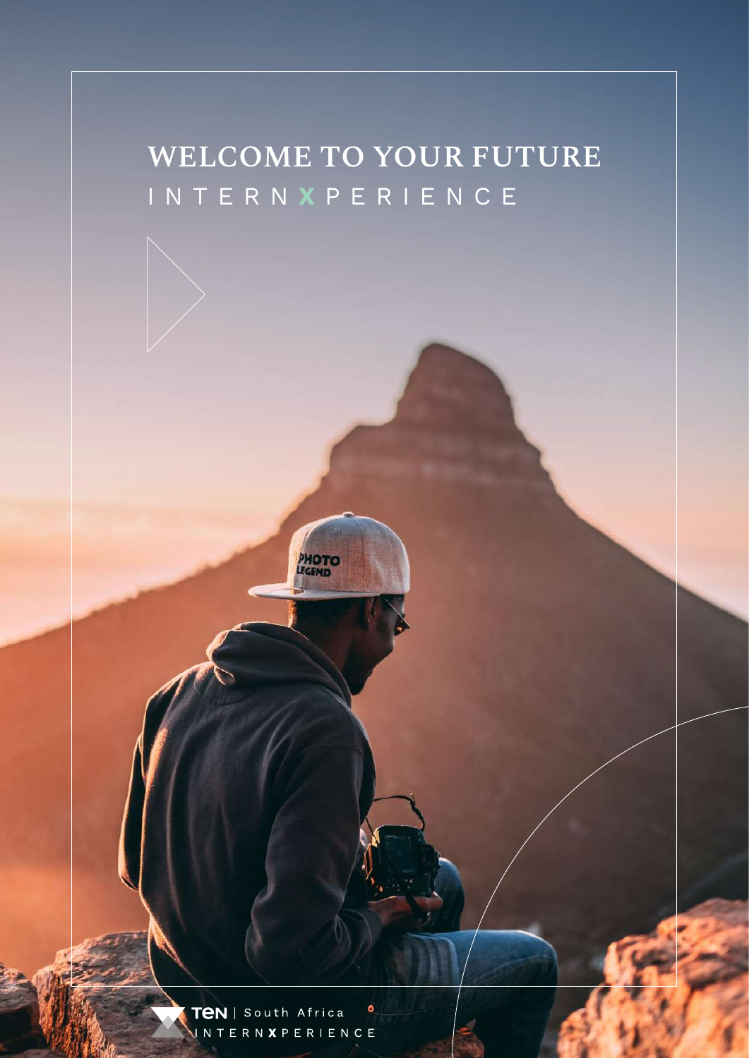# WELCOME TO YOUR FUTURE

INTERNXPERIENCE

TEN | South Africa

INTERNXPERIENCE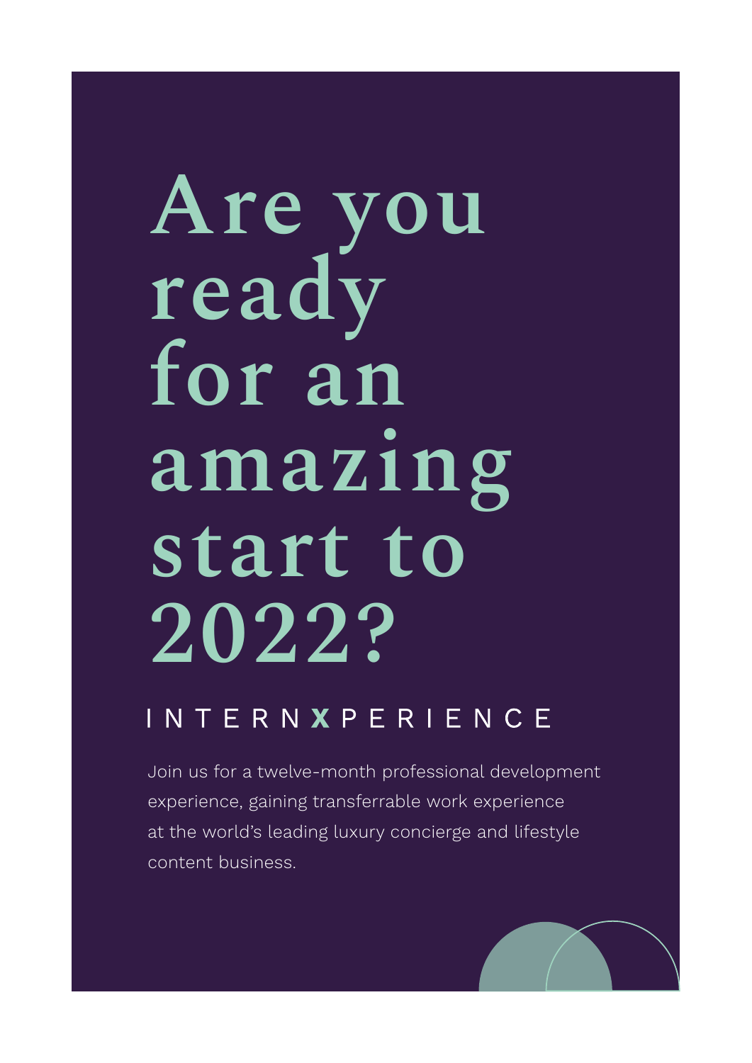# Are you ready for an amazing start to 2022?

## INTERNXPERIENCE

Join us for a twelve-month professional development experience, gaining transferrable work experience at the world's leading luxury concierge and lifestyle content business.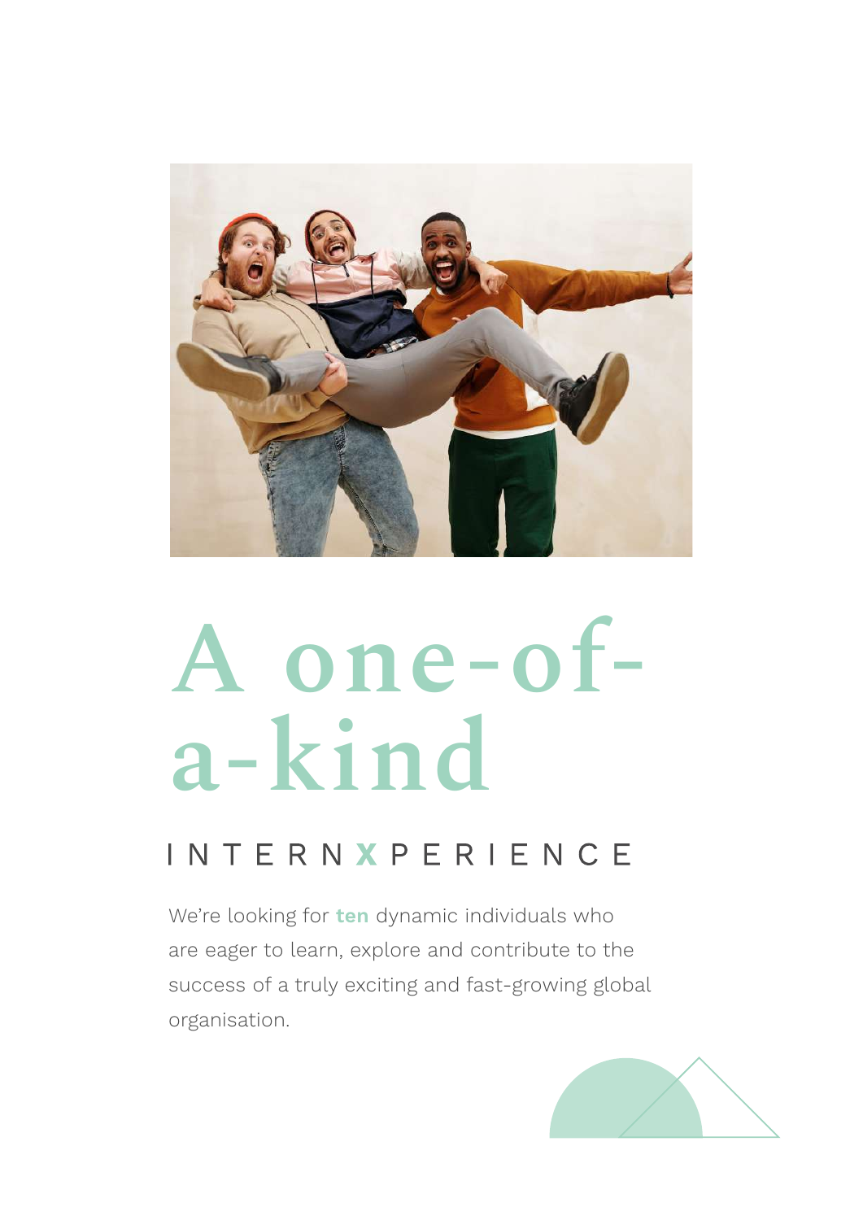# A one-of-a-kind

## INTERNXPERIENCE

We're looking for **ten** dynamic individuals who are eager to learn, explore and contribute to the success of a truly exciting and fast-growing global organisation.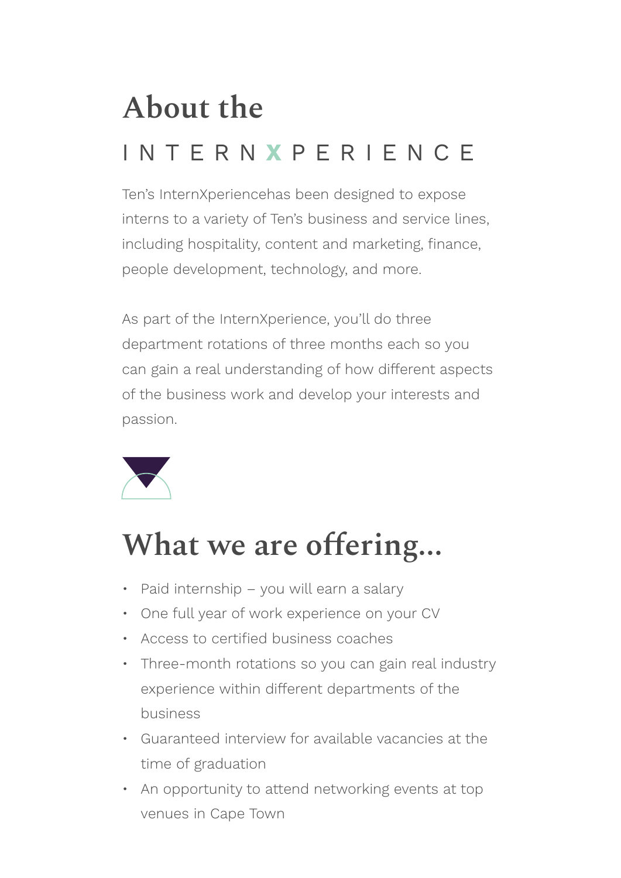# About the

## INTERNXPERIENCE

Ten's InternXperiencehas been designed to expose interns to a variety of Ten's business and service lines, including hospitality, content and marketing, finance, people development, technology, and more.

As part of the InternXperience, you'll do three department rotations of three months each so you can gain a real understanding of how different aspects of the business work and develop your interests and passion.

# What we are offering...

- Paid internship – you will earn a salary
- One full year of work experience on your CV
- Access to certified business coaches
- Three-month rotations so you can gain real industry experience within different departments of the business
- Guaranteed interview for available vacancies at the time of graduation
- An opportunity to attend networking events at top venues in Cape Town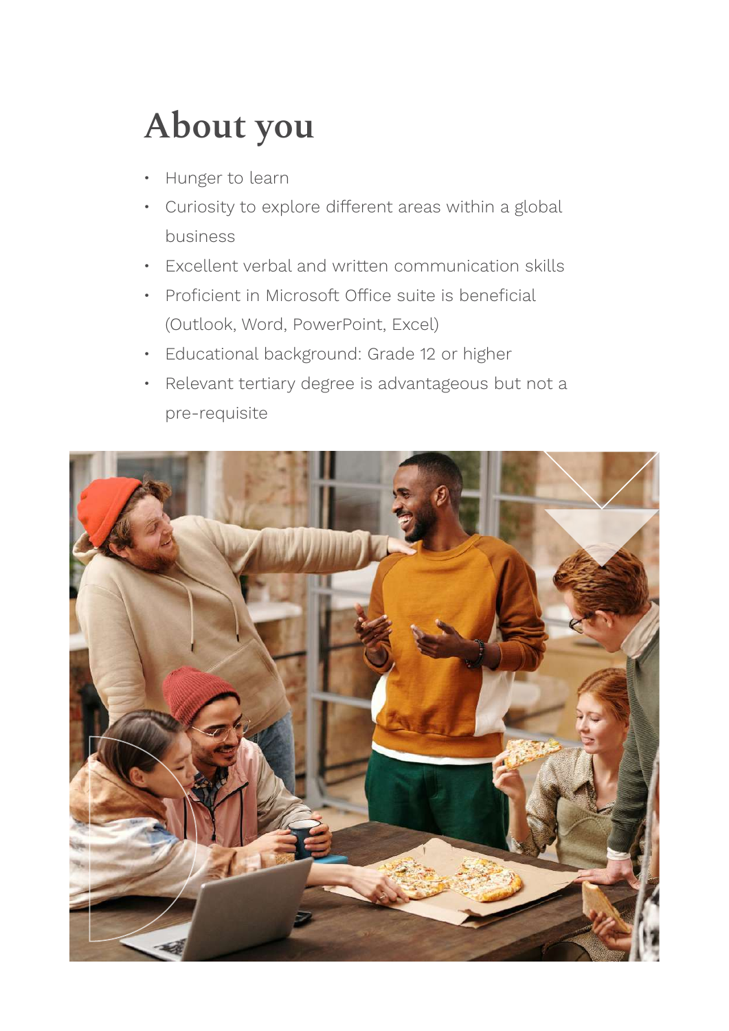# About you

- Hunger to learn
- Curiosity to explore different areas within a global business
- Excellent verbal and written communication skills
- Proficient in Microsoft Office suite is beneficial (Outlook, Word, PowerPoint, Excel)
- Educational background: Grade 12 or higher
- Relevant tertiary degree is advantageous but not a pre-requisite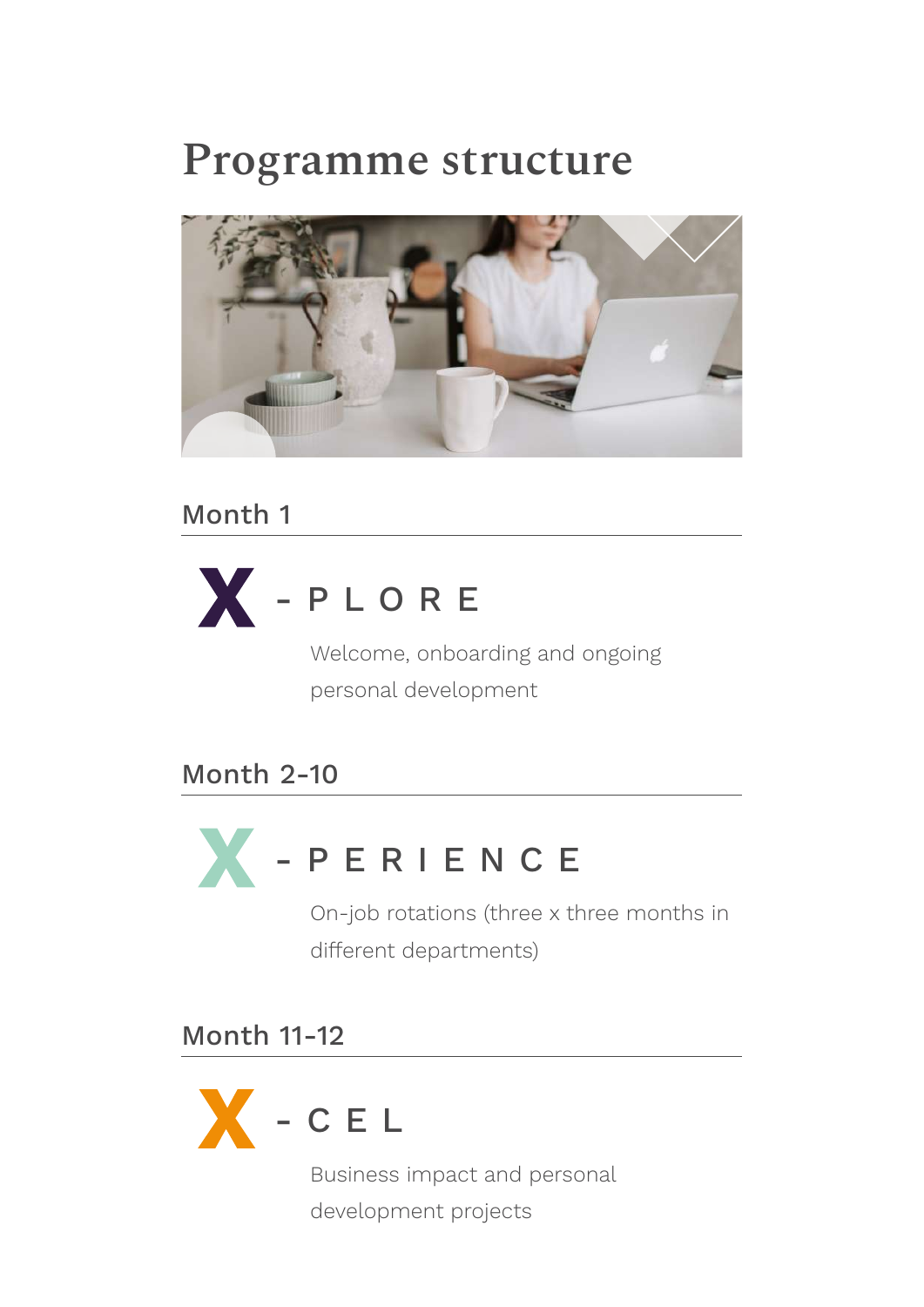# Programme structure

## Month 1

### X - PLORE

Welcome, onboarding and ongoing personal development

## Month 2-10

### X - PERIENCE

On-job rotations (three x three months in different departments)

## Month 11-12

### X - CEL

Business impact and personal development projects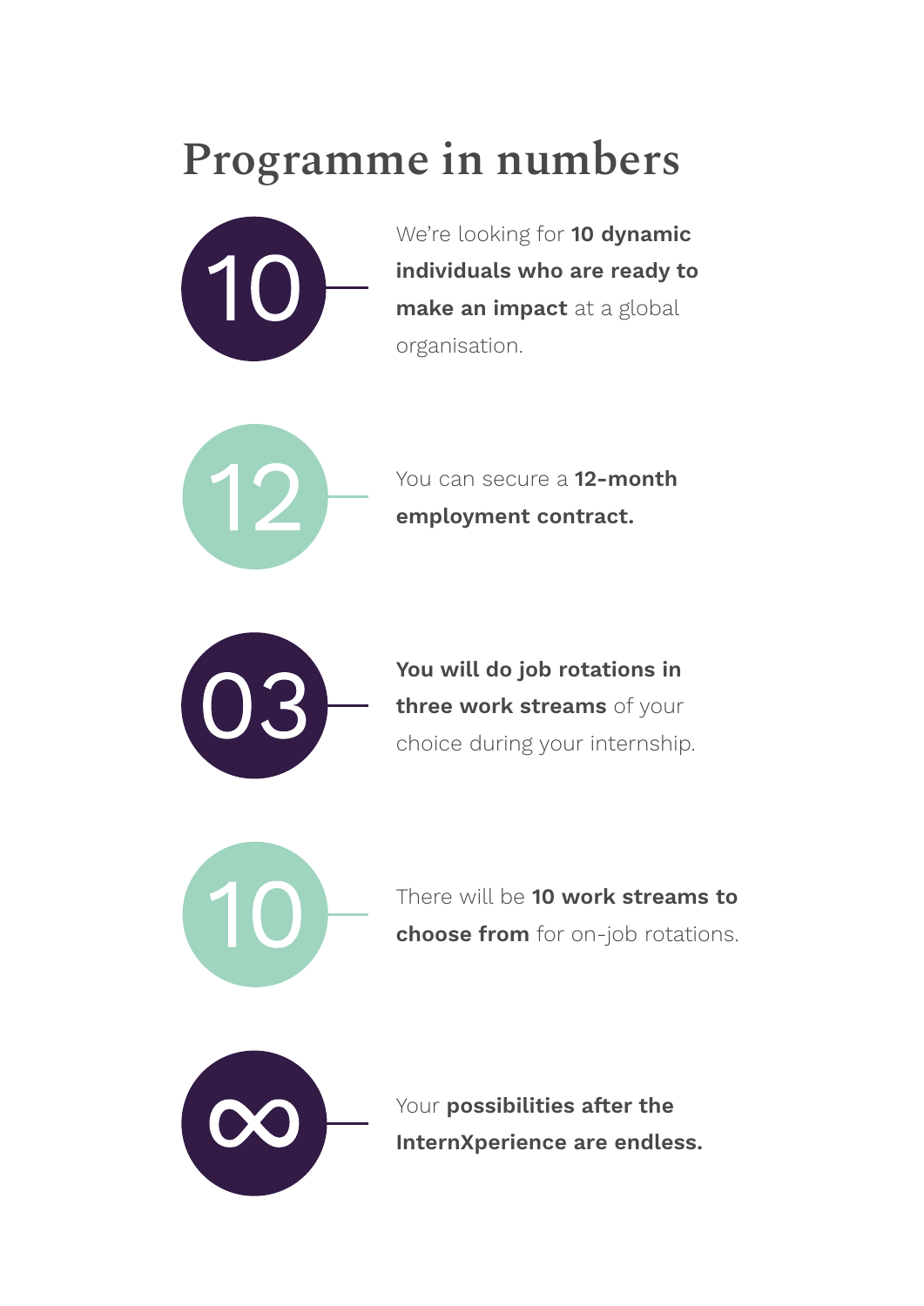# Programme in numbers

**10**

We're looking for **10 dynamic individuals who are ready to make an impact** at a global organisation.

**12**

You can secure a **12-month employment contract.**

**03**

**You will do job rotations in three work streams** of your choice during your internship.

**10**

There will be **10 work streams to choose from** for on-job rotations.

**∞**

Your **possibilities after the InternXperience are endless.**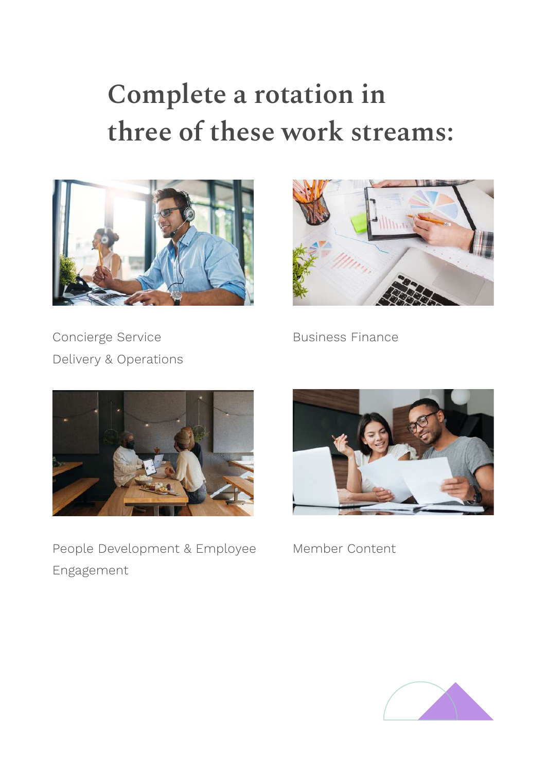# Complete a rotation in three of these work streams:

Concierge Service Delivery & Operations

Business Finance

People Development & Employee Engagement

Member Content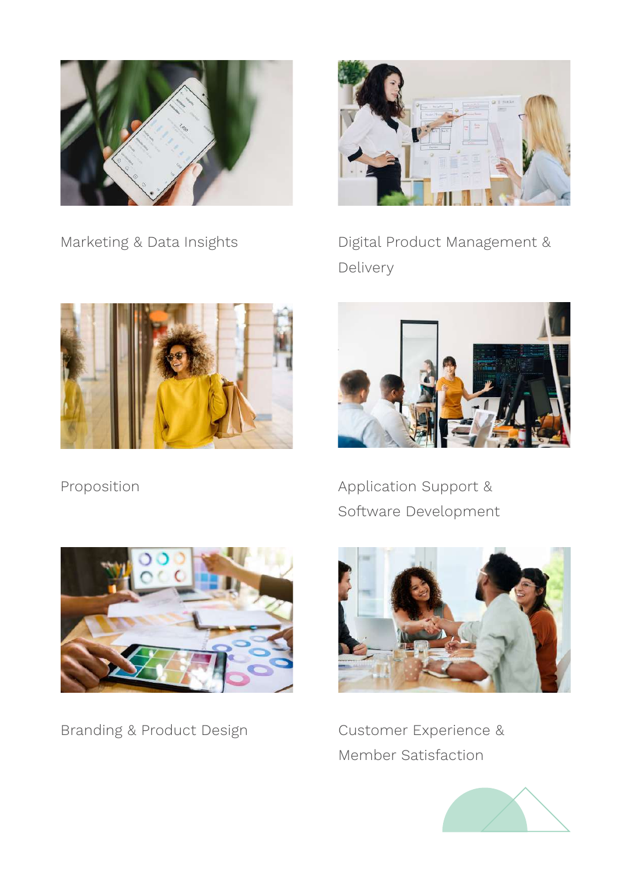Marketing & Data Insights

Digital Product Management & Delivery

Proposition

Application Support & Software Development

Branding & Product Design

Customer Experience & Member Satisfaction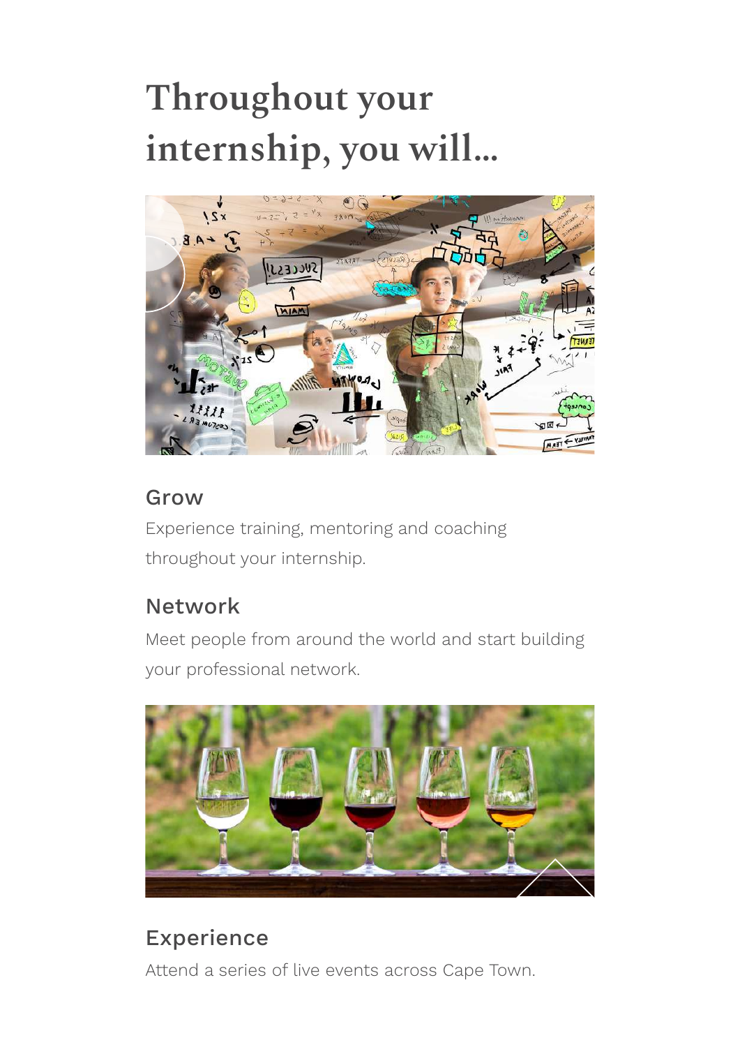# Throughout your internship, you will...

## Grow

Experience training, mentoring and coaching throughout your internship.

## Network

Meet people from around the world and start building your professional network.

## Experience

Attend a series of live events across Cape Town.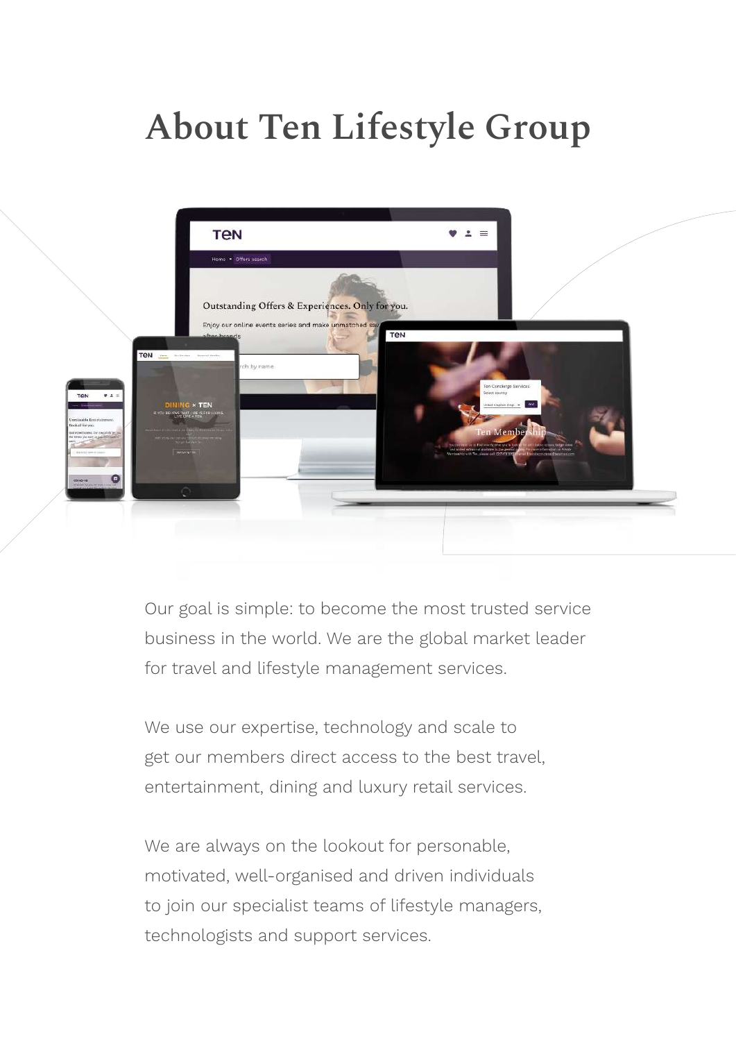# About Ten Lifestyle Group

Our goal is simple: to become the most trusted service business in the world. We are the global market leader for travel and lifestyle management services.

We use our expertise, technology and scale to get our members direct access to the best travel, entertainment, dining and luxury retail services.

We are always on the lookout for personable, motivated, well-organised and driven individuals to join our specialist teams of lifestyle managers, technologists and support services.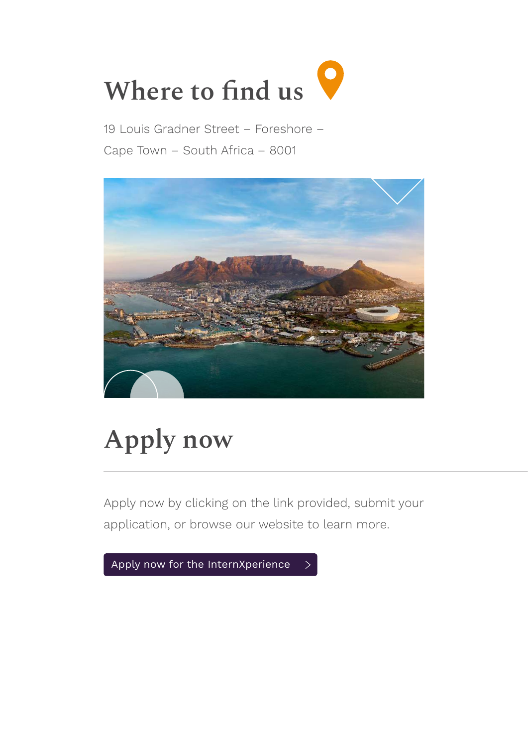## Where to find us

19 Louis Gradner Street – Foreshore –
Cape Town – South Africa – 8001

## Apply now

Apply now by clicking on the link provided, submit your application, or browse our website to learn more.

Apply now for the InternXperience >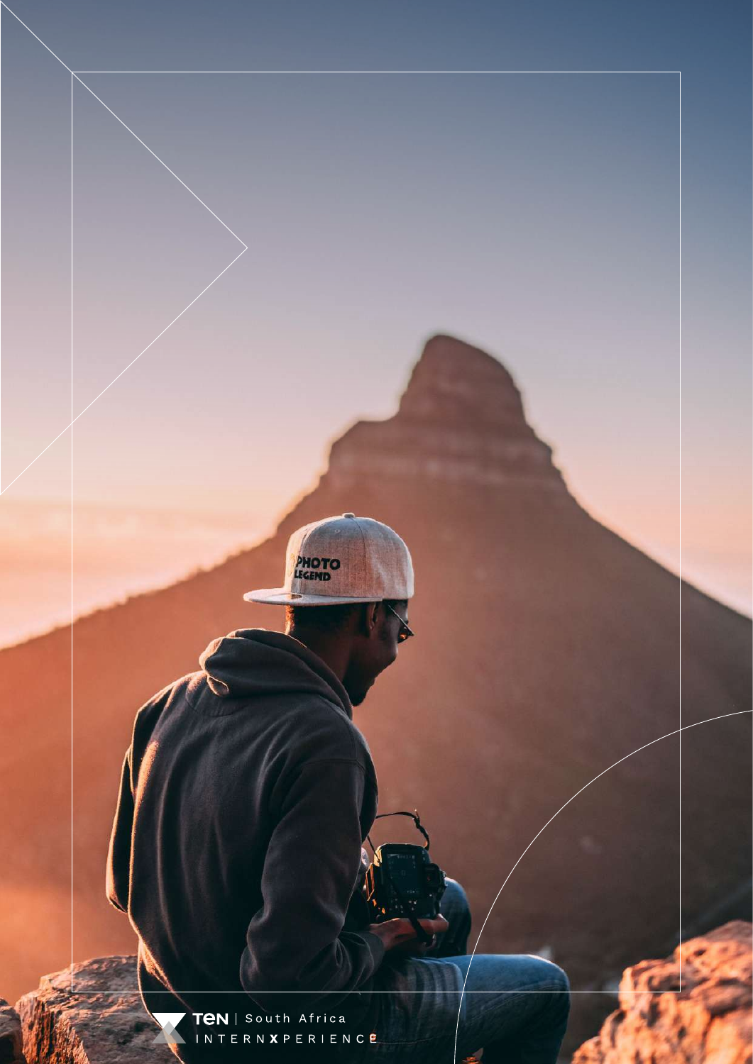TEN | South Africa

INTERNXPERIENCE